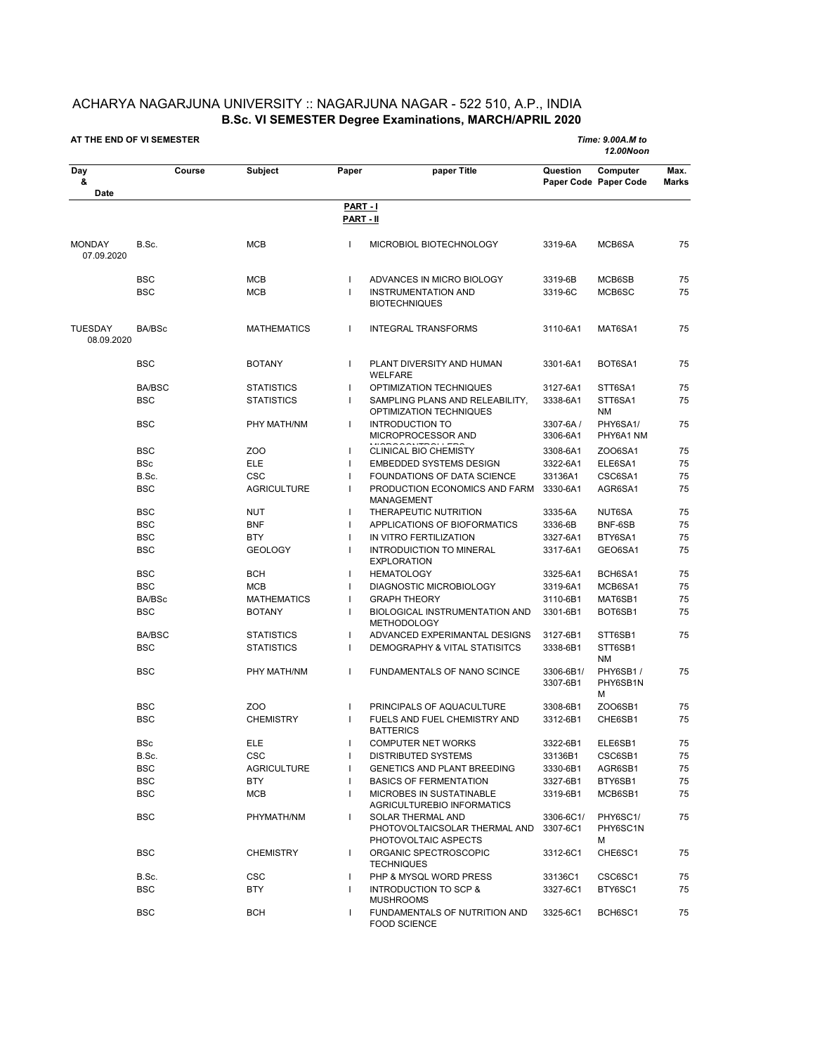# ACHARYA NAGARJUNA UNIVERSITY :: NAGARJUNA NAGAR - 522 510, A.P., INDIA

## B.Sc. VI SEMESTER Degree Examinations, MARCH/APRIL 2020

**AT THE END OF VI SEMESTER** *Time: 9.00A.M to 12.00Noon*

| Day & Date | Course | Subject | Paper | paper Title | Question Paper Code | Computer Paper Code | Max. Marks |
|---|---|---|---|---|---|---|---|
| | | | **PART - I** | | | | |
| | | | **PART - II** | | | | |
| MONDAY 07.09.2020 | B.Sc. | MCB | I | MICROBIOL BIOTECHNOLOGY | 3319-6A | MCB6SA | 75 |
| | BSC | MCB | I | ADVANCES IN MICRO BIOLOGY | 3319-6B | MCB6SB | 75 |
| | BSC | MCB | I | INSTRUMENTATION AND BIOTECHNIQUES | 3319-6C | MCB6SC | 75 |
| TUESDAY 08.09.2020 | BA/BSc | MATHEMATICS | I | INTEGRAL TRANSFORMS | 3110-6A1 | MAT6SA1 | 75 |
| | BSC | BOTANY | I | PLANT DIVERSITY AND HUMAN WELFARE | 3301-6A1 | BOT6SA1 | 75 |
| | BA/BSC | STATISTICS | I | OPTIMIZATION TECHNIQUES | 3127-6A1 | STT6SA1 | 75 |
| | BSC | STATISTICS | I | SAMPLING PLANS AND RELEABILITY, OPTIMIZATION TECHNIQUES | 3338-6A1 | STT6SA1 NM | 75 |
| | BSC | PHY MATH/NM | I | INTRODUCTION TO MICROPROCESSOR AND MICROCONTROLLERS | 3307-6A / 3306-6A1 | PHY6SA1/ PHY6A1 NM | 75 |
| | BSC | ZOO | I | CLINICAL BIO CHEMISTY | 3308-6A1 | ZOO6SA1 | 75 |
| | BSc | ELE | I | EMBEDDED SYSTEMS DESIGN | 3322-6A1 | ELE6SA1 | 75 |
| | B.Sc. | CSC | I | FOUNDATIONS OF DATA SCIENCE | 33136A1 | CSC6SA1 | 75 |
| | BSC | AGRICULTURE | I | PRODUCTION ECONOMICS AND FARM MANAGEMENT | 3330-6A1 | AGR6SA1 | 75 |
| | BSC | NUT | I | THERAPEUTIC NUTRITION | 3335-6A | NUT6SA | 75 |
| | BSC | BNF | I | APPLICATIONS OF BIOFORMATICS | 3336-6B | BNF-6SB | 75 |
| | BSC | BTY | I | IN VITRO FERTILIZATION | 3327-6A1 | BTY6SA1 | 75 |
| | BSC | GEOLOGY | I | INTRODUICTION TO MINERAL EXPLORATION | 3317-6A1 | GEO6SA1 | 75 |
| | BSC | BCH | I | HEMATOLOGY | 3325-6A1 | BCH6SA1 | 75 |
| | BSC | MCB | I | DIAGNOSTIC MICROBIOLOGY | 3319-6A1 | MCB6SA1 | 75 |
| | BA/BSc | MATHEMATICS | I | GRAPH THEORY | 3110-6B1 | MAT6SB1 | 75 |
| | BSC | BOTANY | I | BIOLOGICAL INSTRUMENTATION AND METHODOLOGY | 3301-6B1 | BOT6SB1 | 75 |
| | BA/BSC | STATISTICS | I | ADVANCED EXPERIMANTAL DESIGNS | 3127-6B1 | STT6SB1 | 75 |
| | BSC | STATISTICS | I | DEMOGRAPHY & VITAL STATISITCS | 3338-6B1 | STT6SB1 NM | |
| | BSC | PHY MATH/NM | I | FUNDAMENTALS OF NANO SCINCE | 3306-6B1/ 3307-6B1 | PHY6SB1 / PHY6SB1NM | 75 |
| | BSC | ZOO | I | PRINCIPALS OF AQUACULTURE | 3308-6B1 | ZOO6SB1 | 75 |
| | BSC | CHEMISTRY | I | FUELS AND FUEL CHEMISTRY AND BATTERICS | 3312-6B1 | CHE6SB1 | 75 |
| | BSc | ELE | I | COMPUTER NET WORKS | 3322-6B1 | ELE6SB1 | 75 |
| | B.Sc. | CSC | I | DISTRIBUTED SYSTEMS | 33136B1 | CSC6SB1 | 75 |
| | BSC | AGRICULTURE | I | GENETICS AND PLANT BREEDING | 3330-6B1 | AGR6SB1 | 75 |
| | BSC | BTY | I | BASICS OF FERMENTATION | 3327-6B1 | BTY6SB1 | 75 |
| | BSC | MCB | I | MICROBES IN SUSTATINABLE AGRICULTUREBIO INFORMATICS | 3319-6B1 | MCB6SB1 | 75 |
| | BSC | PHYMATH/NM | I | SOLAR THERMAL AND PHOTOVOLTAICSOLAR THERMAL AND PHOTOVOLTAIC ASPECTS | 3306-6C1/ 3307-6C1 | PHY6SC1/ PHY6SC1NM | 75 |
| | BSC | CHEMISTRY | I | ORGANIC SPECTROSCOPIC TECHNIQUES | 3312-6C1 | CHE6SC1 | 75 |
| | B.Sc. | CSC | I | PHP & MYSQL WORD PRESS | 33136C1 | CSC6SC1 | 75 |
| | BSC | BTY | I | INTRODUCTION TO SCP & MUSHROOMS | 3327-6C1 | BTY6SC1 | 75 |
| | BSC | BCH | I | FUNDAMENTALS OF NUTRITION AND FOOD SCIENCE | 3325-6C1 | BCH6SC1 | 75 |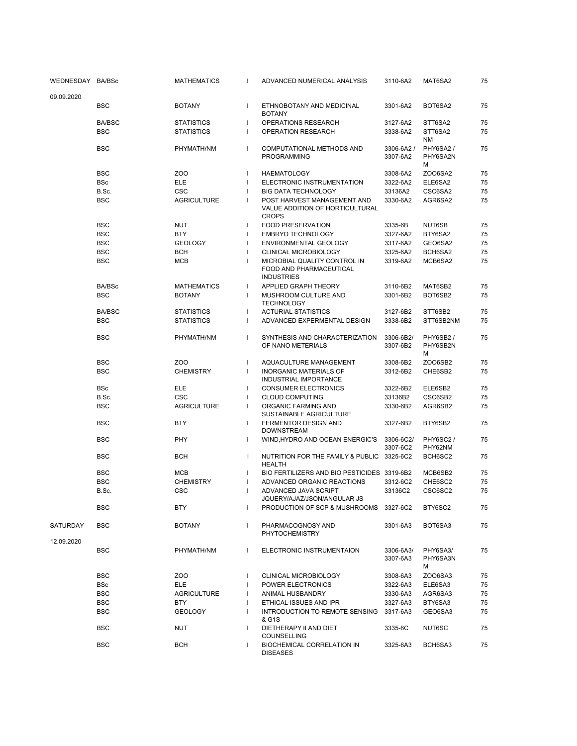| | | | | | | | |
|---|---|---|---|---|---|---|---|
| WEDNESDAY 09.09.2020 | BA/BSc | MATHEMATICS | I | ADVANCED NUMERICAL ANALYSIS | 3110-6A2 | MAT6SA2 | 75 |
| | BSC | BOTANY | I | ETHNOBOTANY AND MEDICINAL BOTANY | 3301-6A2 | BOT6SA2 | 75 |
| | BA/BSC | STATISTICS | I | OPERATIONS RESEARCH | 3127-6A2 | STT6SA2 | 75 |
| | BSC | STATISTICS | I | OPERATION RESEARCH | 3338-6A2 | STT6SA2 NM | 75 |
| | BSC | PHYMATH/NM | I | COMPUTATIONAL METHODS AND PROGRAMMING | 3306-6A2 / 3307-6A2 | PHY6SA2 / PHY6SA2NM | 75 |
| | BSC | ZOO | I | HAEMATOLOGY | 3308-6A2 | ZOO6SA2 | 75 |
| | BSc | ELE | I | ELECTRONIC INSTRUMENTATION | 3322-6A2 | ELE6SA2 | 75 |
| | B.Sc. | CSC | I | BIG DATA TECHNOLOGY | 33136A2 | CSC6SA2 | 75 |
| | BSC | AGRICULTURE | I | POST HARVEST MANAGEMENT AND VALUE ADDITION OF HORTICULTURAL CROPS | 3330-6A2 | AGR6SA2 | 75 |
| | BSC | NUT | I | FOOD PRESERVATION | 3335-6B | NUT6SB | 75 |
| | BSC | BTY | I | EMBRYO TECHNOLOGY | 3327-6A2 | BTY6SA2 | 75 |
| | BSC | GEOLOGY | I | ENVIRONMENTAL GEOLOGY | 3317-6A2 | GEO6SA2 | 75 |
| | BSC | BCH | I | CLINICAL MICROBIOLOGY | 3325-6A2 | BCH6SA2 | 75 |
| | BSC | MCB | I | MICROBIAL QUALITY CONTROL IN FOOD AND PHARMACEUTICAL INDUSTRIES | 3319-6A2 | MCB6SA2 | 75 |
| | BA/BSc | MATHEMATICS | I | APPLIED GRAPH THEORY | 3110-6B2 | MAT6SB2 | 75 |
| | BSC | BOTANY | I | MUSHROOM CULTURE AND TECHNOLOGY | 3301-6B2 | BOT6SB2 | 75 |
| | BA/BSC | STATISTICS | I | ACTURIAL STATISTICS | 3127-6B2 | STT6SB2 | 75 |
| | BSC | STATISTICS | I | ADVANCED EXPERMENTAL DESIGN | 3338-6B2 | STT6SB2NM | 75 |
| | BSC | PHYMATH/NM | I | SYNTHESIS AND CHARACTERIZATION OF NANO METERIALS | 3306-6B2/ 3307-6B2 | PHY6SB2 / PHY6SB2NM | 75 |
| | BSC | ZOO | I | AQUACULTURE MANAGEMENT | 3308-6B2 | ZOO6SB2 | 75 |
| | BSC | CHEMISTRY | I | INORGANIC MATERIALS OF INDUSTRIAL IMPORTANCE | 3312-6B2 | CHE6SB2 | 75 |
| | BSc | ELE | I | CONSUMER ELECTRONICS | 3322-6B2 | ELE6SB2 | 75 |
| | B.Sc. | CSC | I | CLOUD COMPUTING | 33136B2 | CSC6SB2 | 75 |
| | BSC | AGRICULTURE | I | ORGANIC FARMING AND SUSTAINABLE AGRICULTURE | 3330-6B2 | AGR6SB2 | 75 |
| | BSC | BTY | I | FERMENTOR DESIGN AND DOWNSTREAM | 3327-6B2 | BTY6SB2 | 75 |
| | BSC | PHY | I | WIND,HYDRO AND OCEAN ENERGIC'S | 3306-6C2/ 3307-6C2 | PHY6SC2 / PHY62NM | 75 |
| | BSC | BCH | I | NUTRITION FOR THE FAMILY & PUBLIC HEALTH | 3325-6C2 | BCH6SC2 | 75 |
| | BSC | MCB | I | BIO FERTILIZERS AND BIO PESTICIDES | 3319-6B2 | MCB6SB2 | 75 |
| | BSC | CHEMISTRY | I | ADVANCED ORGANIC REACTIONS | 3312-6C2 | CHE6SC2 | 75 |
| | B.Sc. | CSC | I | ADVANCED JAVA SCRIPT JQUERY/AJAZ/JSON/ANGULAR JS | 33136C2 | CSC6SC2 | 75 |
| | BSC | BTY | I | PRODUCTION OF SCP & MUSHROOMS | 3327-6C2 | BTY6SC2 | 75 |
| SATURDAY 12.09.2020 | BSC | BOTANY | I | PHARMACOGNOSY AND PHYTOCHEMISTRY | 3301-6A3 | BOT6SA3 | 75 |
| | BSC | PHYMATH/NM | I | ELECTRONIC INSTRUMENTAION | 3306-6A3/ 3307-6A3 | PHY6SA3/ PHY6SA3NM | 75 |
| | BSC | ZOO | I | CLINICAL MICROBIOLOGY | 3308-6A3 | ZOO6SA3 | 75 |
| | BSc | ELE | I | POWER ELECTRONICS | 3322-6A3 | ELE6SA3 | 75 |
| | BSC | AGRICULTURE | I | ANIMAL HUSBANDRY | 3330-6A3 | AGR6SA3 | 75 |
| | BSC | BTY | I | ETHICAL ISSUES AND IPR | 3327-6A3 | BTY6SA3 | 75 |
| | BSC | GEOLOGY | I | INTRODUCTION TO REMOTE SENSING & G1S | 3317-6A3 | GEO6SA3 | 75 |
| | BSC | NUT | I | DIETHERAPY II AND DIET COUNSELLING | 3335-6C | NUT6SC | 75 |
| | BSC | BCH | I | BIOCHEMICAL CORRELATION IN DISEASES | 3325-6A3 | BCH6SA3 | 75 |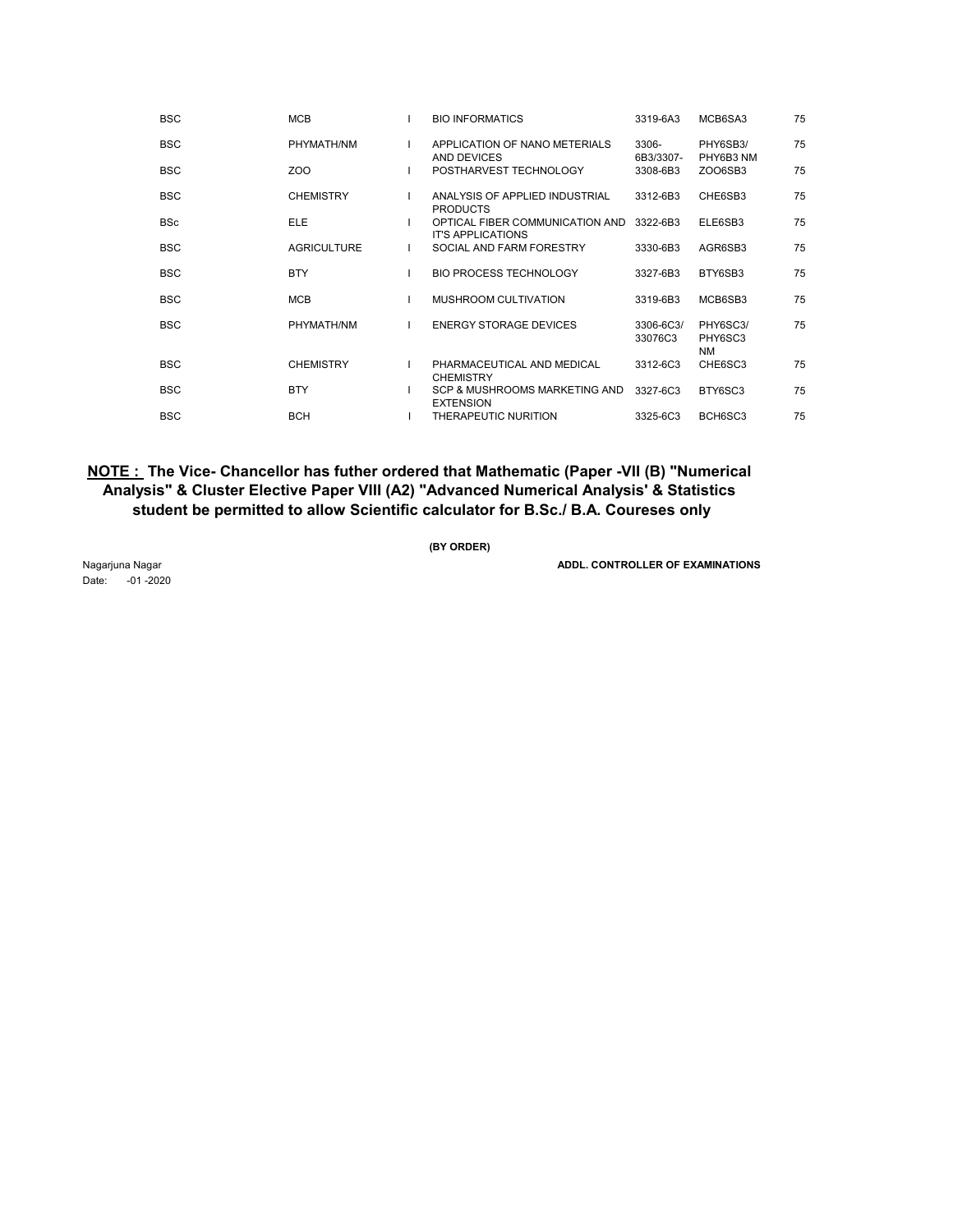| | | | | | | |
|---|---|---|---|---|---|---|
| BSC | MCB | I | BIO INFORMATICS | 3319-6A3 | MCB6SA3 | 75 |
| BSC | PHYMATH/NM | I | APPLICATION OF NANO METERIALS AND DEVICES | 3306-6B3/3307- | PHY6SB3/ PHY6B3 NM | 75 |
| BSC | ZOO | I | POSTHARVEST TECHNOLOGY | 3308-6B3 | ZOO6SB3 | 75 |
| BSC | CHEMISTRY | I | ANALYSIS OF APPLIED INDUSTRIAL PRODUCTS | 3312-6B3 | CHE6SB3 | 75 |
| BSc | ELE | I | OPTICAL FIBER COMMUNICATION AND IT'S APPLICATIONS | 3322-6B3 | ELE6SB3 | 75 |
| BSC | AGRICULTURE | I | SOCIAL AND FARM FORESTRY | 3330-6B3 | AGR6SB3 | 75 |
| BSC | BTY | I | BIO PROCESS TECHNOLOGY | 3327-6B3 | BTY6SB3 | 75 |
| BSC | MCB | I | MUSHROOM CULTIVATION | 3319-6B3 | MCB6SB3 | 75 |
| BSC | PHYMATH/NM | I | ENERGY STORAGE DEVICES | 3306-6C3/ 33076C3 | PHY6SC3/ PHY6SC3 NM | 75 |
| BSC | CHEMISTRY | I | PHARMACEUTICAL AND MEDICAL CHEMISTRY | 3312-6C3 | CHE6SC3 | 75 |
| BSC | BTY | I | SCP & MUSHROOMS MARKETING AND EXTENSION | 3327-6C3 | BTY6SC3 | 75 |
| BSC | BCH | I | THERAPEUTIC NURITION | 3325-6C3 | BCH6SC3 | 75 |

**NOTE : The Vice- Chancellor has futher ordered that Mathematic (Paper -VII (B) "Numerical Analysis" & Cluster Elective Paper VIII (A2) "Advanced Numerical Analysis' & Statistics student be permitted to allow Scientific calculator for B.Sc./ B.A. Coureses only**

**(BY ORDER)**

Nagarjuna Nagar

Date: -01 -2020

**ADDL. CONTROLLER OF EXAMINATIONS**